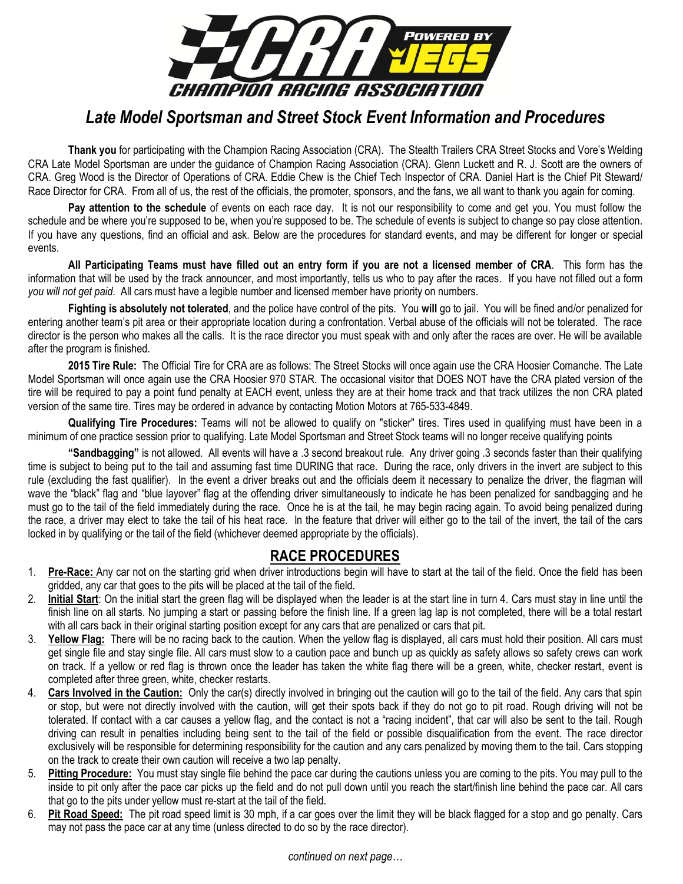# *Late Model Sportsman and Street Stock Event Information and Procedures*

**Thank you** for participating with the Champion Racing Association (CRA). The Stealth Trailers CRA Street Stocks and Vore's Welding CRA Late Model Sportsman are under the guidance of Champion Racing Association (CRA). Glenn Luckett and R. J. Scott are the owners of CRA. Greg Wood is the Director of Operations of CRA. Eddie Chew is the Chief Tech Inspector of CRA. Daniel Hart is the Chief Pit Steward/ Race Director for CRA. From all of us, the rest of the officials, the promoter, sponsors, and the fans, we all want to thank you again for coming.

**Pay attention to the schedule** of events on each race day. It is not our responsibility to come and get you. You must follow the schedule and be where you're supposed to be, when you're supposed to be. The schedule of events is subject to change so pay close attention. If you have any questions, find an official and ask. Below are the procedures for standard events, and may be different for longer or special events.

**All Participating Teams must have filled out an entry form if you are not a licensed member of CRA**. This form has the information that will be used by the track announcer, and most importantly, tells us who to pay after the races. If you have not filled out a form *you will not get paid*. All cars must have a legible number and licensed member have priority on numbers.

**Fighting is absolutely not tolerated**, and the police have control of the pits. You **will** go to jail. You will be fined and/or penalized for entering another team's pit area or their appropriate location during a confrontation. Verbal abuse of the officials will not be tolerated. The race director is the person who makes all the calls. It is the race director you must speak with and only after the races are over. He will be available after the program is finished.

**2015 Tire Rule:** The Official Tire for CRA are as follows: The Street Stocks will once again use the CRA Hoosier Comanche. The Late Model Sportsman will once again use the CRA Hoosier 970 STAR. The occasional visitor that DOES NOT have the CRA plated version of the tire will be required to pay a point fund penalty at EACH event, unless they are at their home track and that track utilizes the non CRA plated version of the same tire. Tires may be ordered in advance by contacting Motion Motors at 765-533-4849.

**Qualifying Tire Procedures:** Teams will not be allowed to qualify on "sticker" tires. Tires used in qualifying must have been in a minimum of one practice session prior to qualifying. Late Model Sportsman and Street Stock teams will no longer receive qualifying points

**"Sandbagging"** is not allowed. All events will have a .3 second breakout rule. Any driver going .3 seconds faster than their qualifying time is subject to being put to the tail and assuming fast time DURING that race. During the race, only drivers in the invert are subject to this rule (excluding the fast qualifier). In the event a driver breaks out and the officials deem it necessary to penalize the driver, the flagman will wave the "black" flag and "blue layover" flag at the offending driver simultaneously to indicate he has been penalized for sandbagging and he must go to the tail of the field immediately during the race. Once he is at the tail, he may begin racing again. To avoid being penalized during the race, a driver may elect to take the tail of his heat race. In the feature that driver will either go to the tail of the invert, the tail of the cars locked in by qualifying or the tail of the field (whichever deemed appropriate by the officials).

## RACE PROCEDURES

1. **Pre-Race:** Any car not on the starting grid when driver introductions begin will have to start at the tail of the field. Once the field has been gridded, any car that goes to the pits will be placed at the tail of the field.
2. **Initial Start**: On the initial start the green flag will be displayed when the leader is at the start line in turn 4. Cars must stay in line until the finish line on all starts. No jumping a start or passing before the finish line. If a green lag lap is not completed, there will be a total restart with all cars back in their original starting position except for any cars that are penalized or cars that pit.
3. **Yellow Flag:** There will be no racing back to the caution. When the yellow flag is displayed, all cars must hold their position. All cars must get single file and stay single file. All cars must slow to a caution pace and bunch up as quickly as safety allows so safety crews can work on track. If a yellow or red flag is thrown once the leader has taken the white flag there will be a green, white, checker restart, event is completed after three green, white, checker restarts.
4. **Cars Involved in the Caution:** Only the car(s) directly involved in bringing out the caution will go to the tail of the field. Any cars that spin or stop, but were not directly involved with the caution, will get their spots back if they do not go to pit road. Rough driving will not be tolerated. If contact with a car causes a yellow flag, and the contact is not a "racing incident", that car will also be sent to the tail. Rough driving can result in penalties including being sent to the tail of the field or possible disqualification from the event. The race director exclusively will be responsible for determining responsibility for the caution and any cars penalized by moving them to the tail. Cars stopping on the track to create their own caution will receive a two lap penalty.
5. **Pitting Procedure:** You must stay single file behind the pace car during the cautions unless you are coming to the pits. You may pull to the inside to pit only after the pace car picks up the field and do not pull down until you reach the start/finish line behind the pace car. All cars that go to the pits under yellow must re-start at the tail of the field.
6. **Pit Road Speed:** The pit road speed limit is 30 mph, if a car goes over the limit they will be black flagged for a stop and go penalty. Cars may not pass the pace car at any time (unless directed to do so by the race director).

*continued on next page…*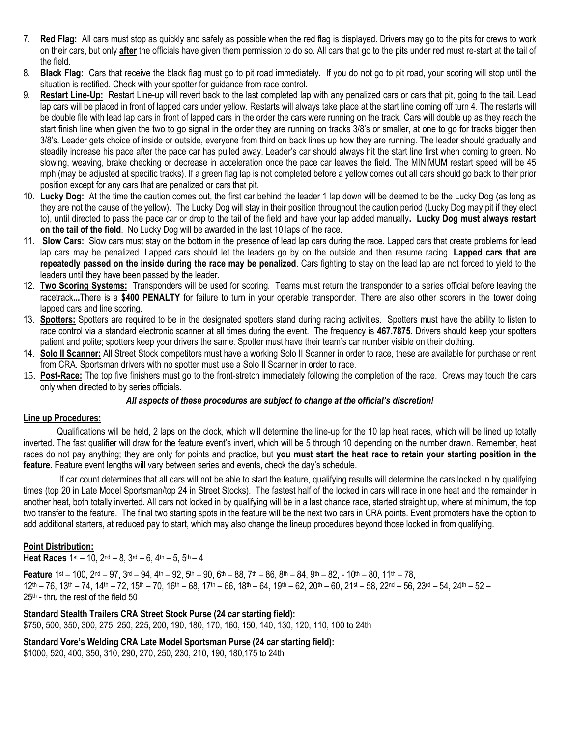7. **Red Flag:** All cars must stop as quickly and safely as possible when the red flag is displayed. Drivers may go to the pits for crews to work on their cars, but only **after** the officials have given them permission to do so. All cars that go to the pits under red must re-start at the tail of the field.
8. **Black Flag:** Cars that receive the black flag must go to pit road immediately. If you do not go to pit road, your scoring will stop until the situation is rectified. Check with your spotter for guidance from race control.
9. **Restart Line-Up:** Restart Line-up will revert back to the last completed lap with any penalized cars or cars that pit, going to the tail. Lead lap cars will be placed in front of lapped cars under yellow. Restarts will always take place at the start line coming off turn 4. The restarts will be double file with lead lap cars in front of lapped cars in the order the cars were running on the track. Cars will double up as they reach the start finish line when given the two to go signal in the order they are running on tracks 3/8's or smaller, at one to go for tracks bigger then 3/8's. Leader gets choice of inside or outside, everyone from third on back lines up how they are running. The leader should gradually and steadily increase his pace after the pace car has pulled away. Leader's car should always hit the start line first when coming to green. No slowing, weaving, brake checking or decrease in acceleration once the pace car leaves the field. The MINIMUM restart speed will be 45 mph (may be adjusted at specific tracks). If a green flag lap is not completed before a yellow comes out all cars should go back to their prior position except for any cars that are penalized or cars that pit.
10. **Lucky Dog:** At the time the caution comes out, the first car behind the leader 1 lap down will be deemed to be the Lucky Dog (as long as they are not the cause of the yellow). The Lucky Dog will stay in their position throughout the caution period (Lucky Dog may pit if they elect to), until directed to pass the pace car or drop to the tail of the field and have your lap added manually**. Lucky Dog must always restart on the tail of the field**. No Lucky Dog will be awarded in the last 10 laps of the race.
11. **Slow Cars:** Slow cars must stay on the bottom in the presence of lead lap cars during the race. Lapped cars that create problems for lead lap cars may be penalized. Lapped cars should let the leaders go by on the outside and then resume racing. **Lapped cars that are repeatedly passed on the inside during the race may be penalized**. Cars fighting to stay on the lead lap are not forced to yield to the leaders until they have been passed by the leader.
12. **Two Scoring Systems:** Transponders will be used for scoring. Teams must return the transponder to a series official before leaving the racetrack**...**There is a **$400 PENALTY** for failure to turn in your operable transponder. There are also other scorers in the tower doing lapped cars and line scoring.
13. **Spotters:** Spotters are required to be in the designated spotters stand during racing activities. Spotters must have the ability to listen to race control via a standard electronic scanner at all times during the event. The frequency is **467.7875**. Drivers should keep your spotters patient and polite; spotters keep your drivers the same. Spotter must have their team's car number visible on their clothing.
14. **Solo II Scanner:** All Street Stock competitors must have a working Solo II Scanner in order to race, these are available for purchase or rent from CRA. Sportsman drivers with no spotter must use a Solo II Scanner in order to race.
15. **Post-Race:** The top five finishers must go to the front-stretch immediately following the completion of the race. Crews may touch the cars only when directed to by series officials.

***All aspects of these procedures are subject to change at the official's discretion!***

**Line up Procedures:**

Qualifications will be held, 2 laps on the clock, which will determine the line-up for the 10 lap heat races, which will be lined up totally inverted. The fast qualifier will draw for the feature event's invert, which will be 5 through 10 depending on the number drawn. Remember, heat races do not pay anything; they are only for points and practice, but **you must start the heat race to retain your starting position in the feature**. Feature event lengths will vary between series and events, check the day's schedule.

If car count determines that all cars will not be able to start the feature, qualifying results will determine the cars locked in by qualifying times (top 20 in Late Model Sportsman/top 24 in Street Stocks). The fastest half of the locked in cars will race in one heat and the remainder in another heat, both totally inverted. All cars not locked in by qualifying will be in a last chance race, started straight up, where at minimum, the top two transfer to the feature. The final two starting spots in the feature will be the next two cars in CRA points. Event promoters have the option to add additional starters, at reduced pay to start, which may also change the lineup procedures beyond those locked in from qualifying.

**Point Distribution:**

**Heat Races** 1st – 10, 2nd – 8, 3rd – 6, 4th – 5, 5th – 4

**Feature** 1st – 100, 2nd – 97, 3rd – 94, 4th – 92, 5th – 90, 6th – 88, 7th – 86, 8th – 84, 9th – 82, - 10th – 80, 11th – 78, 12th – 76, 13th – 74, 14th – 72, 15th – 70, 16th – 68, 17th – 66, 18th – 64, 19th – 62, 20th – 60, 21st – 58, 22nd – 56, 23rd – 54, 24th – 52 – 25th - thru the rest of the field 50

**Standard Stealth Trailers CRA Street Stock Purse (24 car starting field):**
$750, 500, 350, 300, 275, 250, 225, 200, 190, 180, 170, 160, 150, 140, 130, 120, 110, 100 to 24th

**Standard Vore's Welding CRA Late Model Sportsman Purse (24 car starting field):**
$1000, 520, 400, 350, 310, 290, 270, 250, 230, 210, 190, 180,175 to 24th